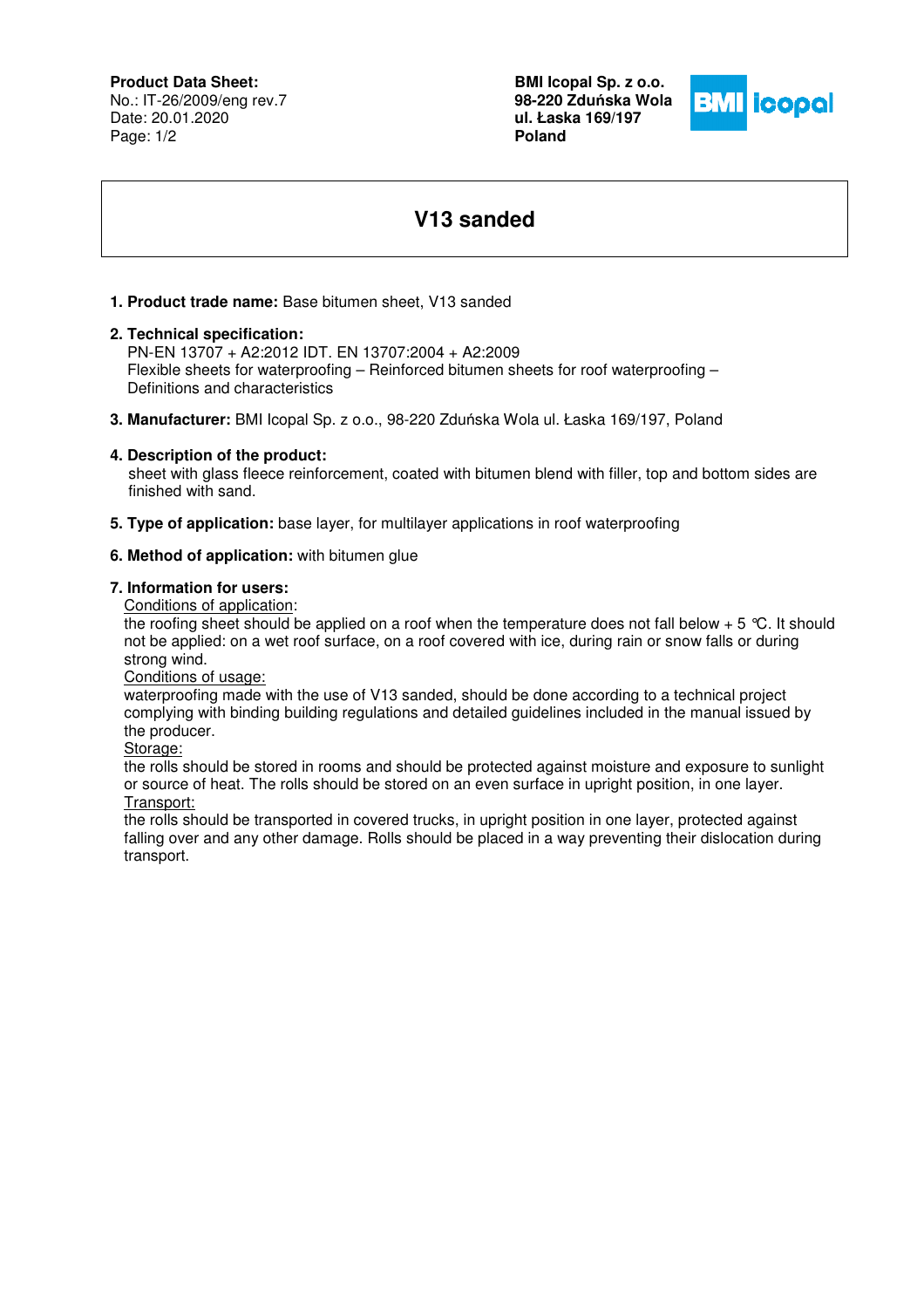**Product Data Sheet:**
No.: IT-26/2009/eng rev.7
Date: 20.01.2020

**BMI Icopal Sp. z o.o.**
**98-220 Zduńska Wola**
**ul. Łaska 169/197**
**Poland**

# V13 sanded

1. **Product trade name:** Base bitumen sheet, V13 sanded

2. **Technical specification:**
   PN-EN 13707 + A2:2012 IDT. EN 13707:2004 + A2:2009
   Flexible sheets for waterproofing – Reinforced bitumen sheets for roof waterproofing – Definitions and characteristics

3. **Manufacturer:** BMI Icopal Sp. z o.o., 98-220 Zduńska Wola ul. Łaska 169/197, Poland

4. **Description of the product:**
   sheet with glass fleece reinforcement, coated with bitumen blend with filler, top and bottom sides are finished with sand.

5. **Type of application:** base layer, for multilayer applications in roof waterproofing

6. **Method of application:** with bitumen glue

7. **Information for users:**

   Conditions of application:
   the roofing sheet should be applied on a roof when the temperature does not fall below + 5 °C. It should not be applied: on a wet roof surface, on a roof covered with ice, during rain or snow falls or during strong wind.

   Conditions of usage:
   waterproofing made with the use of V13 sanded, should be done according to a technical project complying with binding building regulations and detailed guidelines included in the manual issued by the producer.

   Storage:
   the rolls should be stored in rooms and should be protected against moisture and exposure to sunlight or source of heat. The rolls should be stored on an even surface in upright position, in one layer.

   Transport:
   the rolls should be transported in covered trucks, in upright position in one layer, protected against falling over and any other damage. Rolls should be placed in a way preventing their dislocation during transport.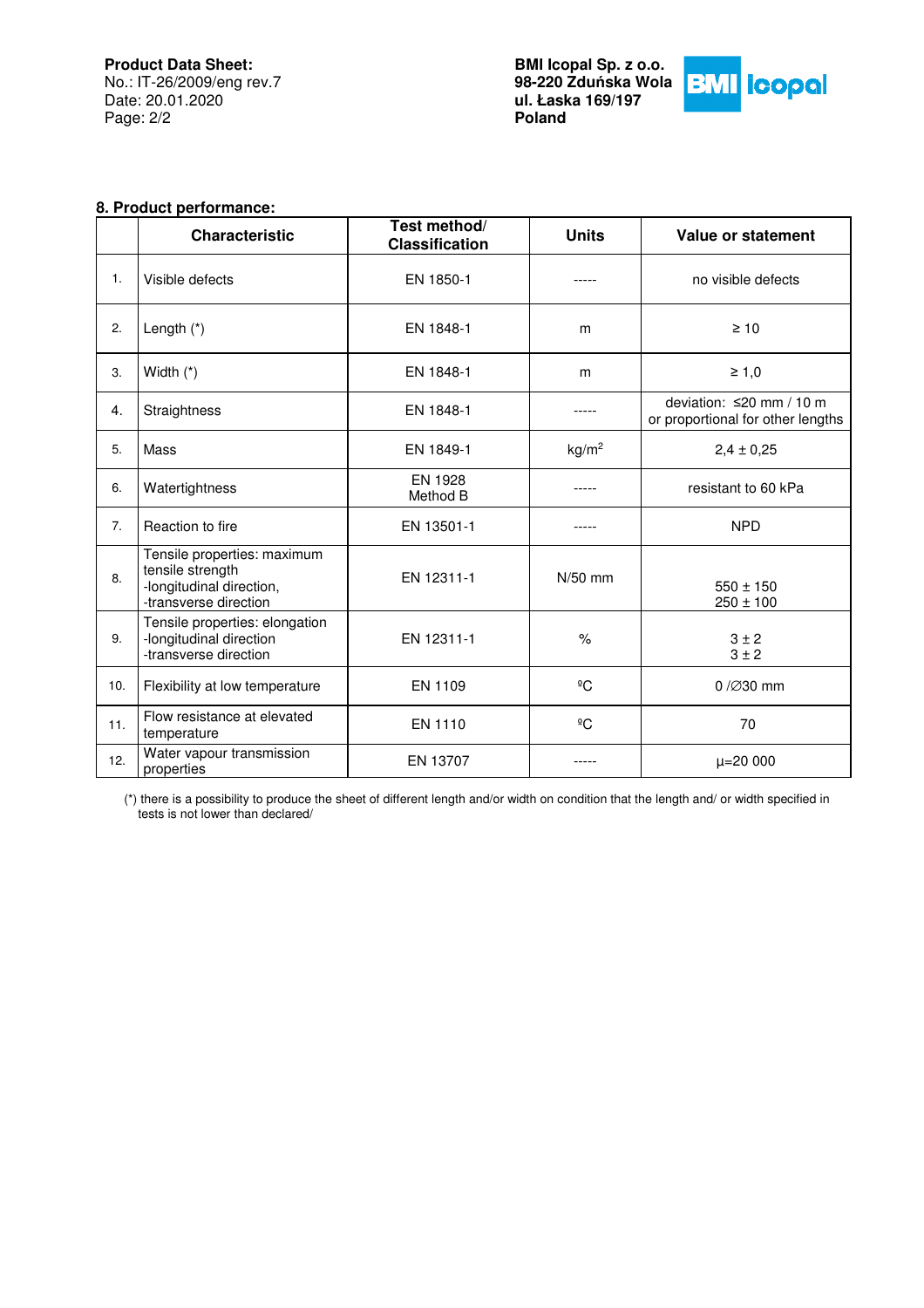**Product Data Sheet:**
No.: IT-26/2009/eng rev.7
Date: 20.01.2020

**BMI Icopal Sp. z o.o.**
**98-220 Zduńska Wola**
**ul. Łaska 169/197**
**Poland**

## 8. Product performance:

| | Characteristic | Test method/ Classification | Units | Value or statement |
|---|---|---|---|---|
| 1. | Visible defects | EN 1850-1 | ----- | no visible defects |
| 2. | Length (*) | EN 1848-1 | m | ≥ 10 |
| 3. | Width (*) | EN 1848-1 | m | ≥ 1,0 |
| 4. | Straightness | EN 1848-1 | ----- | deviation: ≤20 mm / 10 m or proportional for other lengths |
| 5. | Mass | EN 1849-1 | kg/m$^2$ | 2,4 ± 0,25 |
| 6. | Watertightness | EN 1928 Method B | ----- | resistant to 60 kPa |
| 7. | Reaction to fire | EN 13501-1 | ----- | NPD |
| 8. | Tensile properties: maximum tensile strength -longitudinal direction, -transverse direction | EN 12311-1 | N/50 mm | 550 ± 150<br>250 ± 100 |
| 9. | Tensile properties: elongation -longitudinal direction -transverse direction | EN 12311-1 | % | 3 ± 2<br>3 ± 2 |
| 10. | Flexibility at low temperature | EN 1109 | ºC | 0 /∅30 mm |
| 11. | Flow resistance at elevated temperature | EN 1110 | ºC | 70 |
| 12. | Water vapour transmission properties | EN 13707 | ----- | μ=20 000 |

(*) there is a possibility to produce the sheet of different length and/or width on condition that the length and/ or width specified in tests is not lower than declared/